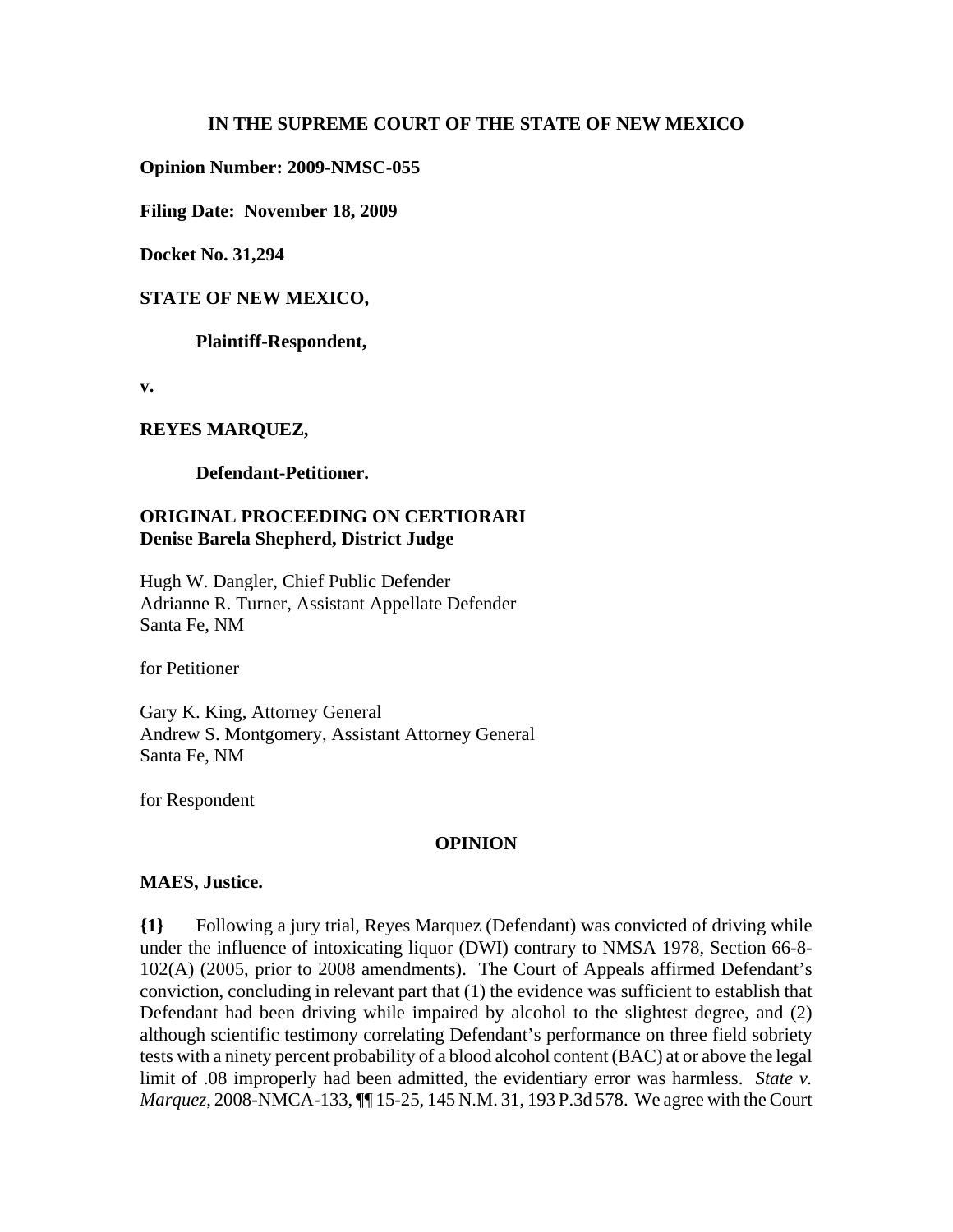**IN THE SUPREME COURT OF THE STATE OF NEW MEXICO**

**Opinion Number: 2009-NMSC-055**

**Filing Date: November 18, 2009**

**Docket No. 31,294**

**STATE OF NEW MEXICO,**

**Plaintiff-Respondent,**

**v.**

**REYES MARQUEZ,**

**Defendant-Petitioner.**

**ORIGINAL PROCEEDING ON CERTIORARI**
**Denise Barela Shepherd, District Judge**

Hugh W. Dangler, Chief Public Defender
Adrianne R. Turner, Assistant Appellate Defender
Santa Fe, NM

for Petitioner

Gary K. King, Attorney General
Andrew S. Montgomery, Assistant Attorney General
Santa Fe, NM

for Respondent

**OPINION**

**MAES, Justice.**

**{1}** Following a jury trial, Reyes Marquez (Defendant) was convicted of driving while under the influence of intoxicating liquor (DWI) contrary to NMSA 1978, Section 66-8-102(A) (2005, prior to 2008 amendments). The Court of Appeals affirmed Defendant's conviction, concluding in relevant part that (1) the evidence was sufficient to establish that Defendant had been driving while impaired by alcohol to the slightest degree, and (2) although scientific testimony correlating Defendant's performance on three field sobriety tests with a ninety percent probability of a blood alcohol content (BAC) at or above the legal limit of .08 improperly had been admitted, the evidentiary error was harmless. *State v. Marquez*, 2008-NMCA-133, ¶¶ 15-25, 145 N.M. 31, 193 P.3d 578. We agree with the Court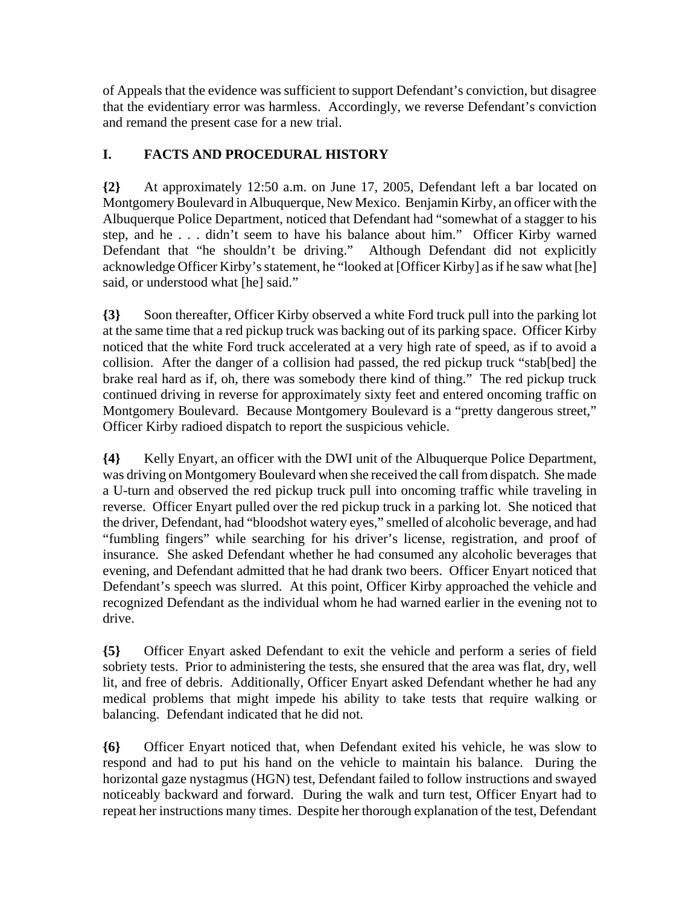of Appeals that the evidence was sufficient to support Defendant's conviction, but disagree that the evidentiary error was harmless. Accordingly, we reverse Defendant's conviction and remand the present case for a new trial.

## I. FACTS AND PROCEDURAL HISTORY

**{2}** At approximately 12:50 a.m. on June 17, 2005, Defendant left a bar located on Montgomery Boulevard in Albuquerque, New Mexico. Benjamin Kirby, an officer with the Albuquerque Police Department, noticed that Defendant had "somewhat of a stagger to his step, and he . . . didn't seem to have his balance about him." Officer Kirby warned Defendant that "he shouldn't be driving." Although Defendant did not explicitly acknowledge Officer Kirby's statement, he "looked at [Officer Kirby] as if he saw what [he] said, or understood what [he] said."

**{3}** Soon thereafter, Officer Kirby observed a white Ford truck pull into the parking lot at the same time that a red pickup truck was backing out of its parking space. Officer Kirby noticed that the white Ford truck accelerated at a very high rate of speed, as if to avoid a collision. After the danger of a collision had passed, the red pickup truck "stab[bed] the brake real hard as if, oh, there was somebody there kind of thing." The red pickup truck continued driving in reverse for approximately sixty feet and entered oncoming traffic on Montgomery Boulevard. Because Montgomery Boulevard is a "pretty dangerous street," Officer Kirby radioed dispatch to report the suspicious vehicle.

**{4}** Kelly Enyart, an officer with the DWI unit of the Albuquerque Police Department, was driving on Montgomery Boulevard when she received the call from dispatch. She made a U-turn and observed the red pickup truck pull into oncoming traffic while traveling in reverse. Officer Enyart pulled over the red pickup truck in a parking lot. She noticed that the driver, Defendant, had "bloodshot watery eyes," smelled of alcoholic beverage, and had "fumbling fingers" while searching for his driver's license, registration, and proof of insurance. She asked Defendant whether he had consumed any alcoholic beverages that evening, and Defendant admitted that he had drank two beers. Officer Enyart noticed that Defendant's speech was slurred. At this point, Officer Kirby approached the vehicle and recognized Defendant as the individual whom he had warned earlier in the evening not to drive.

**{5}** Officer Enyart asked Defendant to exit the vehicle and perform a series of field sobriety tests. Prior to administering the tests, she ensured that the area was flat, dry, well lit, and free of debris. Additionally, Officer Enyart asked Defendant whether he had any medical problems that might impede his ability to take tests that require walking or balancing. Defendant indicated that he did not.

**{6}** Officer Enyart noticed that, when Defendant exited his vehicle, he was slow to respond and had to put his hand on the vehicle to maintain his balance. During the horizontal gaze nystagmus (HGN) test, Defendant failed to follow instructions and swayed noticeably backward and forward. During the walk and turn test, Officer Enyart had to repeat her instructions many times. Despite her thorough explanation of the test, Defendant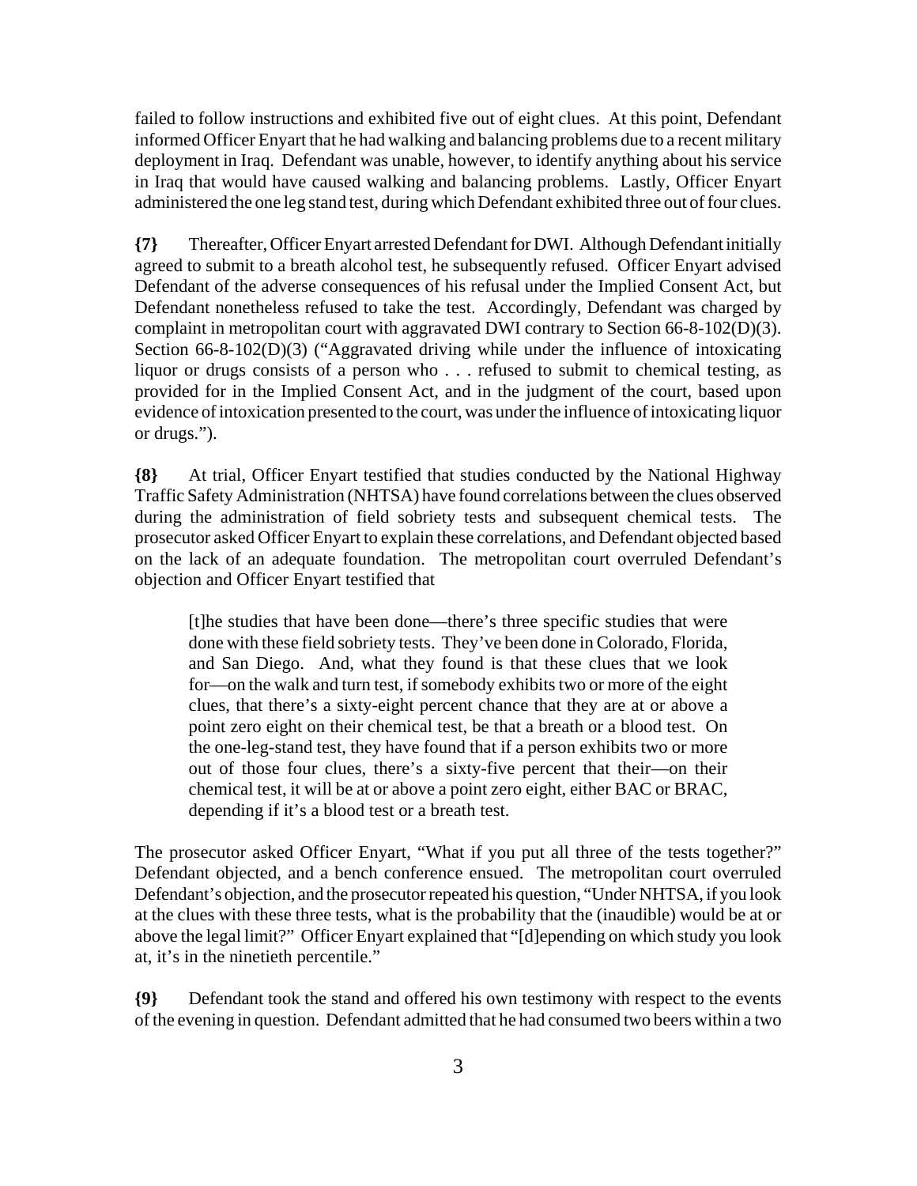failed to follow instructions and exhibited five out of eight clues. At this point, Defendant informed Officer Enyart that he had walking and balancing problems due to a recent military deployment in Iraq. Defendant was unable, however, to identify anything about his service in Iraq that would have caused walking and balancing problems. Lastly, Officer Enyart administered the one leg stand test, during which Defendant exhibited three out of four clues.

**{7}** Thereafter, Officer Enyart arrested Defendant for DWI. Although Defendant initially agreed to submit to a breath alcohol test, he subsequently refused. Officer Enyart advised Defendant of the adverse consequences of his refusal under the Implied Consent Act, but Defendant nonetheless refused to take the test. Accordingly, Defendant was charged by complaint in metropolitan court with aggravated DWI contrary to Section 66-8-102(D)(3). Section 66-8-102(D)(3) ("Aggravated driving while under the influence of intoxicating liquor or drugs consists of a person who . . . refused to submit to chemical testing, as provided for in the Implied Consent Act, and in the judgment of the court, based upon evidence of intoxication presented to the court, was under the influence of intoxicating liquor or drugs.").

**{8}** At trial, Officer Enyart testified that studies conducted by the National Highway Traffic Safety Administration (NHTSA) have found correlations between the clues observed during the administration of field sobriety tests and subsequent chemical tests. The prosecutor asked Officer Enyart to explain these correlations, and Defendant objected based on the lack of an adequate foundation. The metropolitan court overruled Defendant's objection and Officer Enyart testified that

> [t]he studies that have been done—there's three specific studies that were done with these field sobriety tests. They've been done in Colorado, Florida, and San Diego. And, what they found is that these clues that we look for—on the walk and turn test, if somebody exhibits two or more of the eight clues, that there's a sixty-eight percent chance that they are at or above a point zero eight on their chemical test, be that a breath or a blood test. On the one-leg-stand test, they have found that if a person exhibits two or more out of those four clues, there's a sixty-five percent that their—on their chemical test, it will be at or above a point zero eight, either BAC or BRAC, depending if it's a blood test or a breath test.

The prosecutor asked Officer Enyart, "What if you put all three of the tests together?" Defendant objected, and a bench conference ensued. The metropolitan court overruled Defendant's objection, and the prosecutor repeated his question, "Under NHTSA, if you look at the clues with these three tests, what is the probability that the (inaudible) would be at or above the legal limit?" Officer Enyart explained that "[d]epending on which study you look at, it's in the ninetieth percentile."

**{9}** Defendant took the stand and offered his own testimony with respect to the events of the evening in question. Defendant admitted that he had consumed two beers within a two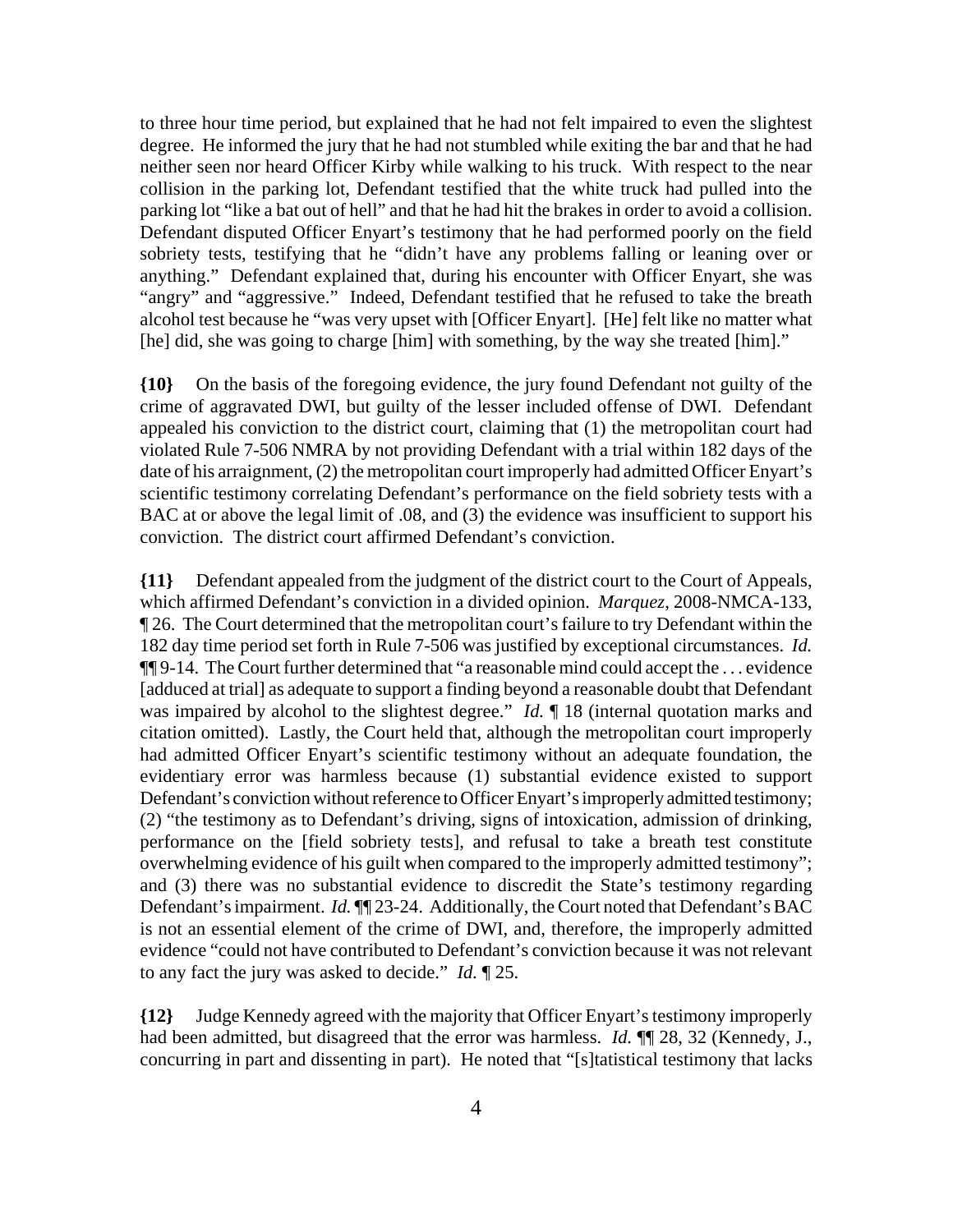to three hour time period, but explained that he had not felt impaired to even the slightest degree. He informed the jury that he had not stumbled while exiting the bar and that he had neither seen nor heard Officer Kirby while walking to his truck. With respect to the near collision in the parking lot, Defendant testified that the white truck had pulled into the parking lot "like a bat out of hell" and that he had hit the brakes in order to avoid a collision. Defendant disputed Officer Enyart's testimony that he had performed poorly on the field sobriety tests, testifying that he "didn't have any problems falling or leaning over or anything." Defendant explained that, during his encounter with Officer Enyart, she was "angry" and "aggressive." Indeed, Defendant testified that he refused to take the breath alcohol test because he "was very upset with [Officer Enyart]. [He] felt like no matter what [he] did, she was going to charge [him] with something, by the way she treated [him]."

**{10}** On the basis of the foregoing evidence, the jury found Defendant not guilty of the crime of aggravated DWI, but guilty of the lesser included offense of DWI. Defendant appealed his conviction to the district court, claiming that (1) the metropolitan court had violated Rule 7-506 NMRA by not providing Defendant with a trial within 182 days of the date of his arraignment, (2) the metropolitan court improperly had admitted Officer Enyart's scientific testimony correlating Defendant's performance on the field sobriety tests with a BAC at or above the legal limit of .08, and (3) the evidence was insufficient to support his conviction. The district court affirmed Defendant's conviction.

**{11}** Defendant appealed from the judgment of the district court to the Court of Appeals, which affirmed Defendant's conviction in a divided opinion. *Marquez*, 2008-NMCA-133, ¶ 26. The Court determined that the metropolitan court's failure to try Defendant within the 182 day time period set forth in Rule 7-506 was justified by exceptional circumstances. *Id.* ¶¶ 9-14. The Court further determined that "a reasonable mind could accept the . . . evidence [adduced at trial] as adequate to support a finding beyond a reasonable doubt that Defendant was impaired by alcohol to the slightest degree." *Id.* ¶ 18 (internal quotation marks and citation omitted). Lastly, the Court held that, although the metropolitan court improperly had admitted Officer Enyart's scientific testimony without an adequate foundation, the evidentiary error was harmless because (1) substantial evidence existed to support Defendant's conviction without reference to Officer Enyart's improperly admitted testimony; (2) "the testimony as to Defendant's driving, signs of intoxication, admission of drinking, performance on the [field sobriety tests], and refusal to take a breath test constitute overwhelming evidence of his guilt when compared to the improperly admitted testimony"; and (3) there was no substantial evidence to discredit the State's testimony regarding Defendant's impairment. *Id.* ¶¶ 23-24. Additionally, the Court noted that Defendant's BAC is not an essential element of the crime of DWI, and, therefore, the improperly admitted evidence "could not have contributed to Defendant's conviction because it was not relevant to any fact the jury was asked to decide." *Id.* ¶ 25.

**{12}** Judge Kennedy agreed with the majority that Officer Enyart's testimony improperly had been admitted, but disagreed that the error was harmless. *Id.* ¶¶ 28, 32 (Kennedy, J., concurring in part and dissenting in part). He noted that "[s]tatistical testimony that lacks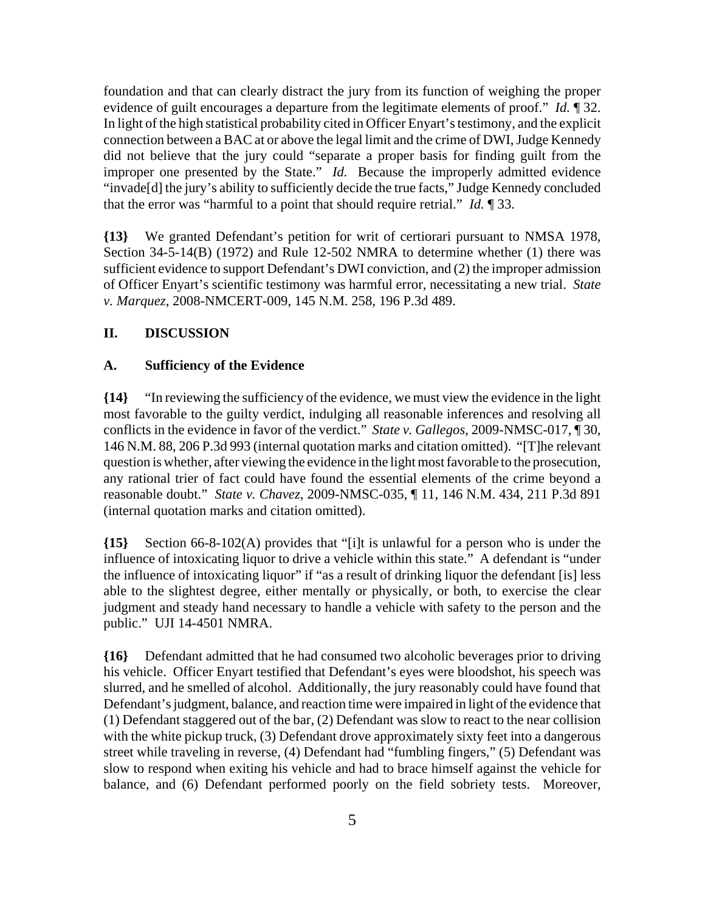foundation and that can clearly distract the jury from its function of weighing the proper evidence of guilt encourages a departure from the legitimate elements of proof." *Id.* ¶ 32. In light of the high statistical probability cited in Officer Enyart's testimony, and the explicit connection between a BAC at or above the legal limit and the crime of DWI, Judge Kennedy did not believe that the jury could "separate a proper basis for finding guilt from the improper one presented by the State." *Id.* Because the improperly admitted evidence "invade[d] the jury's ability to sufficiently decide the true facts," Judge Kennedy concluded that the error was "harmful to a point that should require retrial." *Id.* ¶ 33.

**{13}** We granted Defendant's petition for writ of certiorari pursuant to NMSA 1978, Section 34-5-14(B) (1972) and Rule 12-502 NMRA to determine whether (1) there was sufficient evidence to support Defendant's DWI conviction, and (2) the improper admission of Officer Enyart's scientific testimony was harmful error, necessitating a new trial. *State v. Marquez*, 2008-NMCERT-009, 145 N.M. 258, 196 P.3d 489.

## II. DISCUSSION

### A. Sufficiency of the Evidence

**{14}** "In reviewing the sufficiency of the evidence, we must view the evidence in the light most favorable to the guilty verdict, indulging all reasonable inferences and resolving all conflicts in the evidence in favor of the verdict." *State v. Gallegos*, 2009-NMSC-017, ¶ 30, 146 N.M. 88, 206 P.3d 993 (internal quotation marks and citation omitted). "[T]he relevant question is whether, after viewing the evidence in the light most favorable to the prosecution, any rational trier of fact could have found the essential elements of the crime beyond a reasonable doubt." *State v. Chavez*, 2009-NMSC-035, ¶ 11, 146 N.M. 434, 211 P.3d 891 (internal quotation marks and citation omitted).

**{15}** Section 66-8-102(A) provides that "[i]t is unlawful for a person who is under the influence of intoxicating liquor to drive a vehicle within this state." A defendant is "under the influence of intoxicating liquor" if "as a result of drinking liquor the defendant [is] less able to the slightest degree, either mentally or physically, or both, to exercise the clear judgment and steady hand necessary to handle a vehicle with safety to the person and the public." UJI 14-4501 NMRA.

**{16}** Defendant admitted that he had consumed two alcoholic beverages prior to driving his vehicle. Officer Enyart testified that Defendant's eyes were bloodshot, his speech was slurred, and he smelled of alcohol. Additionally, the jury reasonably could have found that Defendant's judgment, balance, and reaction time were impaired in light of the evidence that (1) Defendant staggered out of the bar, (2) Defendant was slow to react to the near collision with the white pickup truck, (3) Defendant drove approximately sixty feet into a dangerous street while traveling in reverse, (4) Defendant had "fumbling fingers," (5) Defendant was slow to respond when exiting his vehicle and had to brace himself against the vehicle for balance, and (6) Defendant performed poorly on the field sobriety tests. Moreover,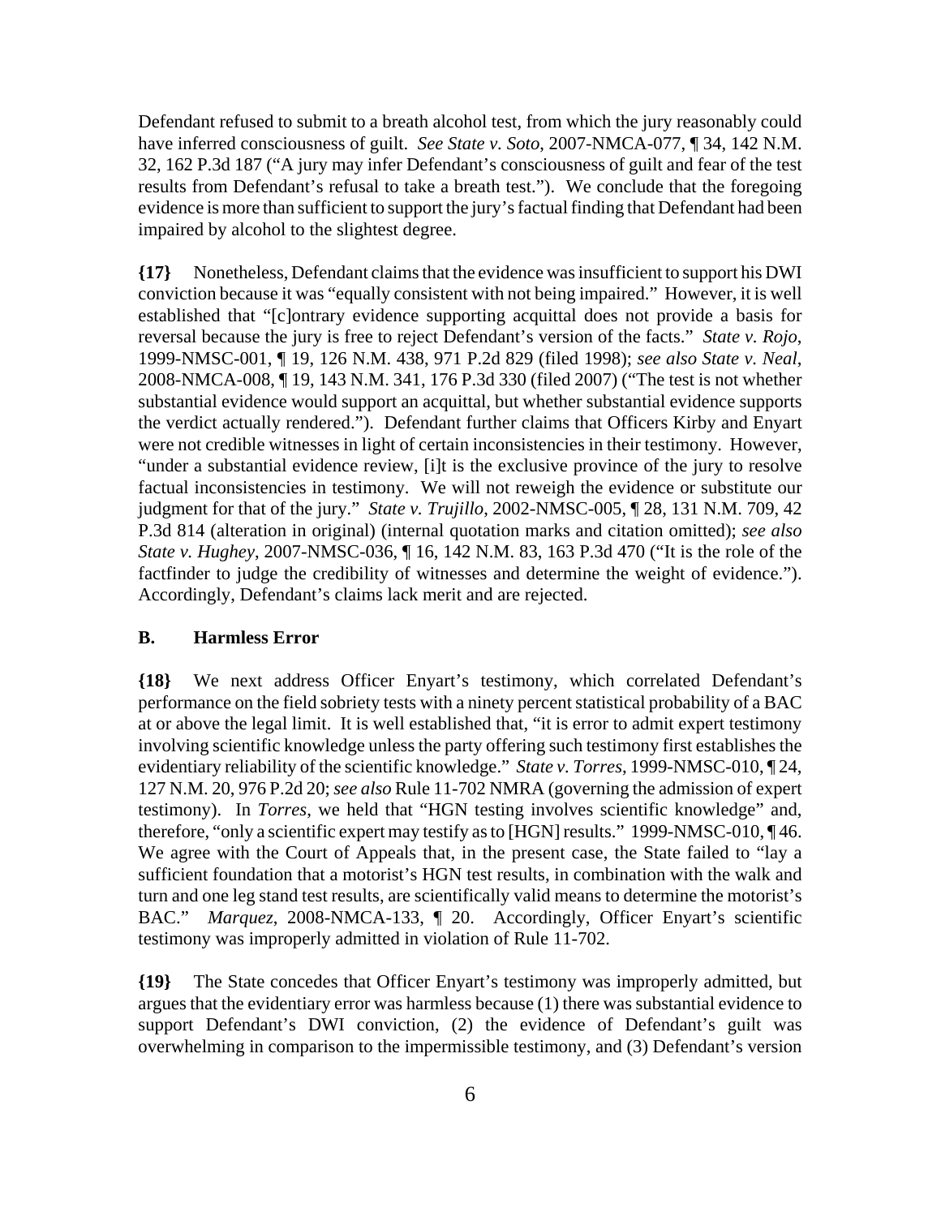Defendant refused to submit to a breath alcohol test, from which the jury reasonably could have inferred consciousness of guilt. *See State v. Soto*, 2007-NMCA-077, ¶ 34, 142 N.M. 32, 162 P.3d 187 ("A jury may infer Defendant's consciousness of guilt and fear of the test results from Defendant's refusal to take a breath test."). We conclude that the foregoing evidence is more than sufficient to support the jury's factual finding that Defendant had been impaired by alcohol to the slightest degree.

**{17}** Nonetheless, Defendant claims that the evidence was insufficient to support his DWI conviction because it was "equally consistent with not being impaired." However, it is well established that "[c]ontrary evidence supporting acquittal does not provide a basis for reversal because the jury is free to reject Defendant's version of the facts." *State v. Rojo*, 1999-NMSC-001, ¶ 19, 126 N.M. 438, 971 P.2d 829 (filed 1998); *see also State v. Neal*, 2008-NMCA-008, ¶ 19, 143 N.M. 341, 176 P.3d 330 (filed 2007) ("The test is not whether substantial evidence would support an acquittal, but whether substantial evidence supports the verdict actually rendered."). Defendant further claims that Officers Kirby and Enyart were not credible witnesses in light of certain inconsistencies in their testimony. However, "under a substantial evidence review, [i]t is the exclusive province of the jury to resolve factual inconsistencies in testimony. We will not reweigh the evidence or substitute our judgment for that of the jury." *State v. Trujillo*, 2002-NMSC-005, ¶ 28, 131 N.M. 709, 42 P.3d 814 (alteration in original) (internal quotation marks and citation omitted); *see also State v. Hughey*, 2007-NMSC-036, ¶ 16, 142 N.M. 83, 163 P.3d 470 ("It is the role of the factfinder to judge the credibility of witnesses and determine the weight of evidence."). Accordingly, Defendant's claims lack merit and are rejected.

### B. Harmless Error

**{18}** We next address Officer Enyart's testimony, which correlated Defendant's performance on the field sobriety tests with a ninety percent statistical probability of a BAC at or above the legal limit. It is well established that, "it is error to admit expert testimony involving scientific knowledge unless the party offering such testimony first establishes the evidentiary reliability of the scientific knowledge." *State v. Torres*, 1999-NMSC-010, ¶ 24, 127 N.M. 20, 976 P.2d 20; *see also* Rule 11-702 NMRA (governing the admission of expert testimony). In *Torres*, we held that "HGN testing involves scientific knowledge" and, therefore, "only a scientific expert may testify as to [HGN] results." 1999-NMSC-010, ¶ 46. We agree with the Court of Appeals that, in the present case, the State failed to "lay a sufficient foundation that a motorist's HGN test results, in combination with the walk and turn and one leg stand test results, are scientifically valid means to determine the motorist's BAC." *Marquez*, 2008-NMCA-133, ¶ 20. Accordingly, Officer Enyart's scientific testimony was improperly admitted in violation of Rule 11-702.

**{19}** The State concedes that Officer Enyart's testimony was improperly admitted, but argues that the evidentiary error was harmless because (1) there was substantial evidence to support Defendant's DWI conviction, (2) the evidence of Defendant's guilt was overwhelming in comparison to the impermissible testimony, and (3) Defendant's version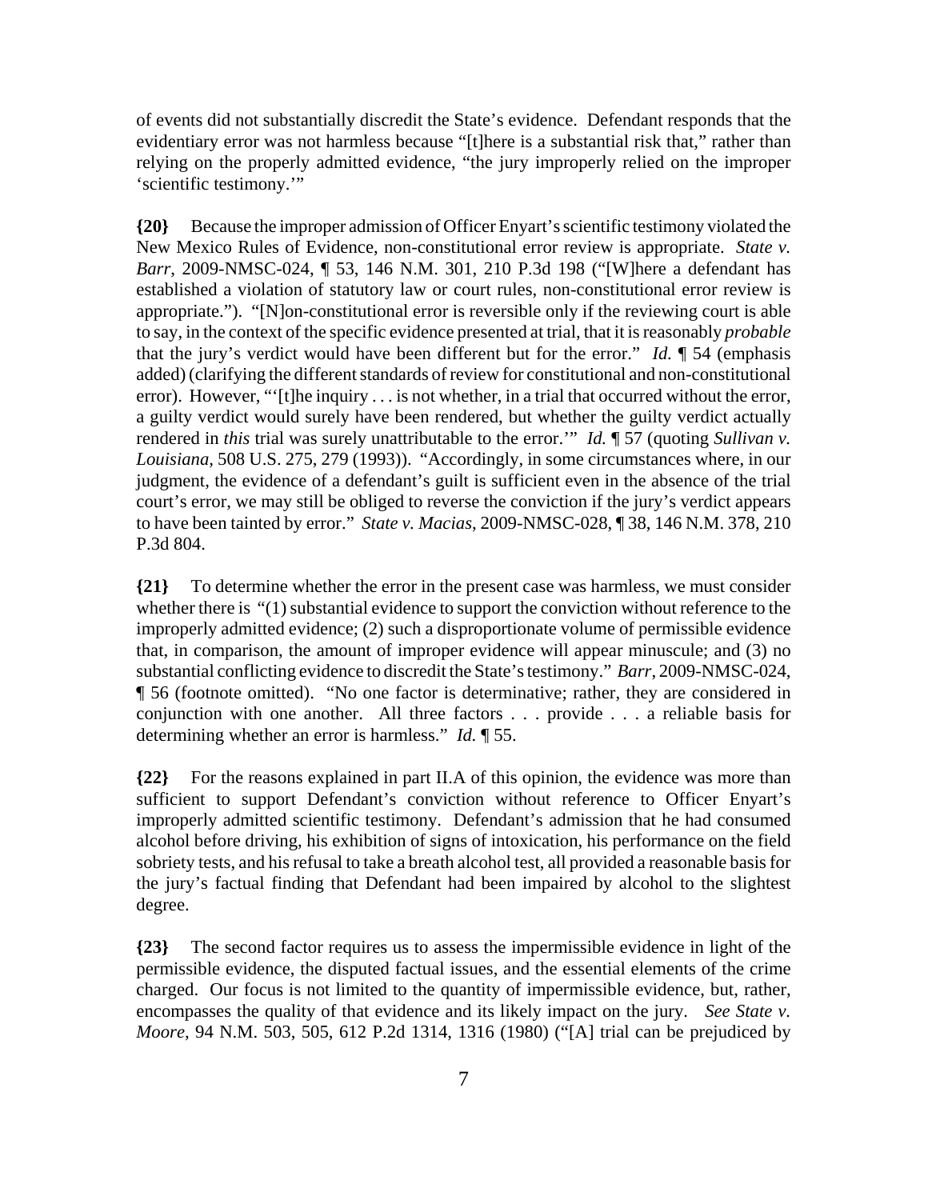of events did not substantially discredit the State's evidence. Defendant responds that the evidentiary error was not harmless because "[t]here is a substantial risk that," rather than relying on the properly admitted evidence, "the jury improperly relied on the improper 'scientific testimony.'"

**{20}** Because the improper admission of Officer Enyart's scientific testimony violated the New Mexico Rules of Evidence, non-constitutional error review is appropriate. *State v. Barr*, 2009-NMSC-024, ¶ 53, 146 N.M. 301, 210 P.3d 198 ("[W]here a defendant has established a violation of statutory law or court rules, non-constitutional error review is appropriate."). "[N]on-constitutional error is reversible only if the reviewing court is able to say, in the context of the specific evidence presented at trial, that it is reasonably *probable* that the jury's verdict would have been different but for the error." *Id.* ¶ 54 (emphasis added) (clarifying the different standards of review for constitutional and non-constitutional error). However, "'[t]he inquiry . . . is not whether, in a trial that occurred without the error, a guilty verdict would surely have been rendered, but whether the guilty verdict actually rendered in *this* trial was surely unattributable to the error.'" *Id.* ¶ 57 (quoting *Sullivan v. Louisiana*, 508 U.S. 275, 279 (1993)). "Accordingly, in some circumstances where, in our judgment, the evidence of a defendant's guilt is sufficient even in the absence of the trial court's error, we may still be obliged to reverse the conviction if the jury's verdict appears to have been tainted by error." *State v. Macias*, 2009-NMSC-028, ¶ 38, 146 N.M. 378, 210 P.3d 804.

**{21}** To determine whether the error in the present case was harmless, we must consider whether there is "(1) substantial evidence to support the conviction without reference to the improperly admitted evidence; (2) such a disproportionate volume of permissible evidence that, in comparison, the amount of improper evidence will appear minuscule; and (3) no substantial conflicting evidence to discredit the State's testimony." *Barr*, 2009-NMSC-024, ¶ 56 (footnote omitted). "No one factor is determinative; rather, they are considered in conjunction with one another. All three factors . . . provide . . . a reliable basis for determining whether an error is harmless." *Id.* ¶ 55.

**{22}** For the reasons explained in part II.A of this opinion, the evidence was more than sufficient to support Defendant's conviction without reference to Officer Enyart's improperly admitted scientific testimony. Defendant's admission that he had consumed alcohol before driving, his exhibition of signs of intoxication, his performance on the field sobriety tests, and his refusal to take a breath alcohol test, all provided a reasonable basis for the jury's factual finding that Defendant had been impaired by alcohol to the slightest degree.

**{23}** The second factor requires us to assess the impermissible evidence in light of the permissible evidence, the disputed factual issues, and the essential elements of the crime charged. Our focus is not limited to the quantity of impermissible evidence, but, rather, encompasses the quality of that evidence and its likely impact on the jury. *See State v. Moore*, 94 N.M. 503, 505, 612 P.2d 1314, 1316 (1980) ("[A] trial can be prejudiced by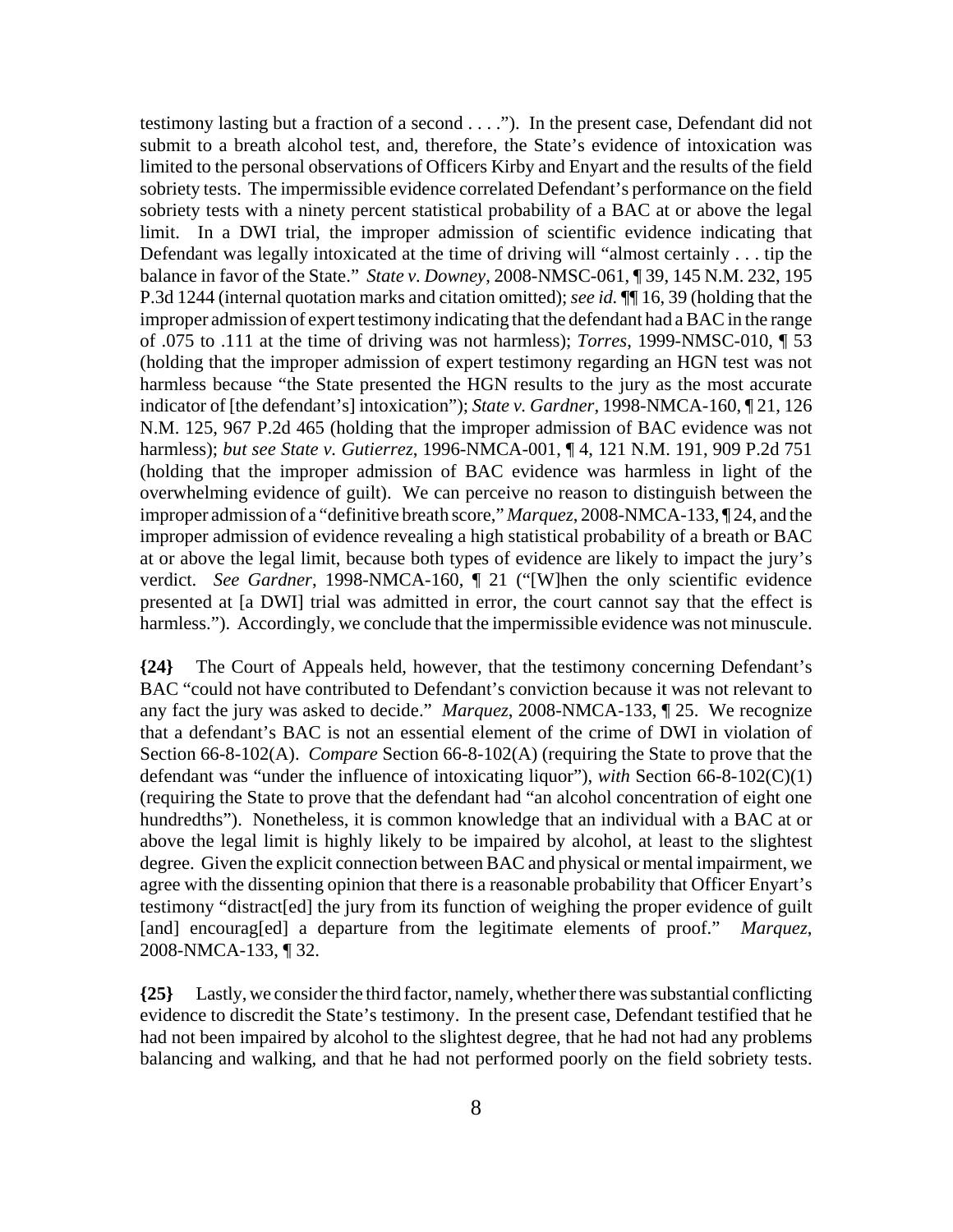testimony lasting but a fraction of a second . . . ."). In the present case, Defendant did not submit to a breath alcohol test, and, therefore, the State's evidence of intoxication was limited to the personal observations of Officers Kirby and Enyart and the results of the field sobriety tests. The impermissible evidence correlated Defendant's performance on the field sobriety tests with a ninety percent statistical probability of a BAC at or above the legal limit. In a DWI trial, the improper admission of scientific evidence indicating that Defendant was legally intoxicated at the time of driving will "almost certainly . . . tip the balance in favor of the State." *State v. Downey*, 2008-NMSC-061, ¶ 39, 145 N.M. 232, 195 P.3d 1244 (internal quotation marks and citation omitted); *see id.* ¶¶ 16, 39 (holding that the improper admission of expert testimony indicating that the defendant had a BAC in the range of .075 to .111 at the time of driving was not harmless); *Torres*, 1999-NMSC-010, ¶ 53 (holding that the improper admission of expert testimony regarding an HGN test was not harmless because "the State presented the HGN results to the jury as the most accurate indicator of [the defendant's] intoxication"); *State v. Gardner*, 1998-NMCA-160, ¶ 21, 126 N.M. 125, 967 P.2d 465 (holding that the improper admission of BAC evidence was not harmless); *but see State v. Gutierrez*, 1996-NMCA-001, ¶ 4, 121 N.M. 191, 909 P.2d 751 (holding that the improper admission of BAC evidence was harmless in light of the overwhelming evidence of guilt). We can perceive no reason to distinguish between the improper admission of a "definitive breath score," *Marquez*, 2008-NMCA-133, ¶ 24, and the improper admission of evidence revealing a high statistical probability of a breath or BAC at or above the legal limit, because both types of evidence are likely to impact the jury's verdict. *See Gardner*, 1998-NMCA-160, ¶ 21 ("[W]hen the only scientific evidence presented at [a DWI] trial was admitted in error, the court cannot say that the effect is harmless."). Accordingly, we conclude that the impermissible evidence was not minuscule.

**{24}** The Court of Appeals held, however, that the testimony concerning Defendant's BAC "could not have contributed to Defendant's conviction because it was not relevant to any fact the jury was asked to decide." *Marquez*, 2008-NMCA-133, ¶ 25. We recognize that a defendant's BAC is not an essential element of the crime of DWI in violation of Section 66-8-102(A). *Compare* Section 66-8-102(A) (requiring the State to prove that the defendant was "under the influence of intoxicating liquor"), *with* Section 66-8-102(C)(1) (requiring the State to prove that the defendant had "an alcohol concentration of eight one hundredths"). Nonetheless, it is common knowledge that an individual with a BAC at or above the legal limit is highly likely to be impaired by alcohol, at least to the slightest degree. Given the explicit connection between BAC and physical or mental impairment, we agree with the dissenting opinion that there is a reasonable probability that Officer Enyart's testimony "distract[ed] the jury from its function of weighing the proper evidence of guilt [and] encourag[ed] a departure from the legitimate elements of proof." *Marquez*, 2008-NMCA-133, ¶ 32.

**{25}** Lastly, we consider the third factor, namely, whether there was substantial conflicting evidence to discredit the State's testimony. In the present case, Defendant testified that he had not been impaired by alcohol to the slightest degree, that he had not had any problems balancing and walking, and that he had not performed poorly on the field sobriety tests.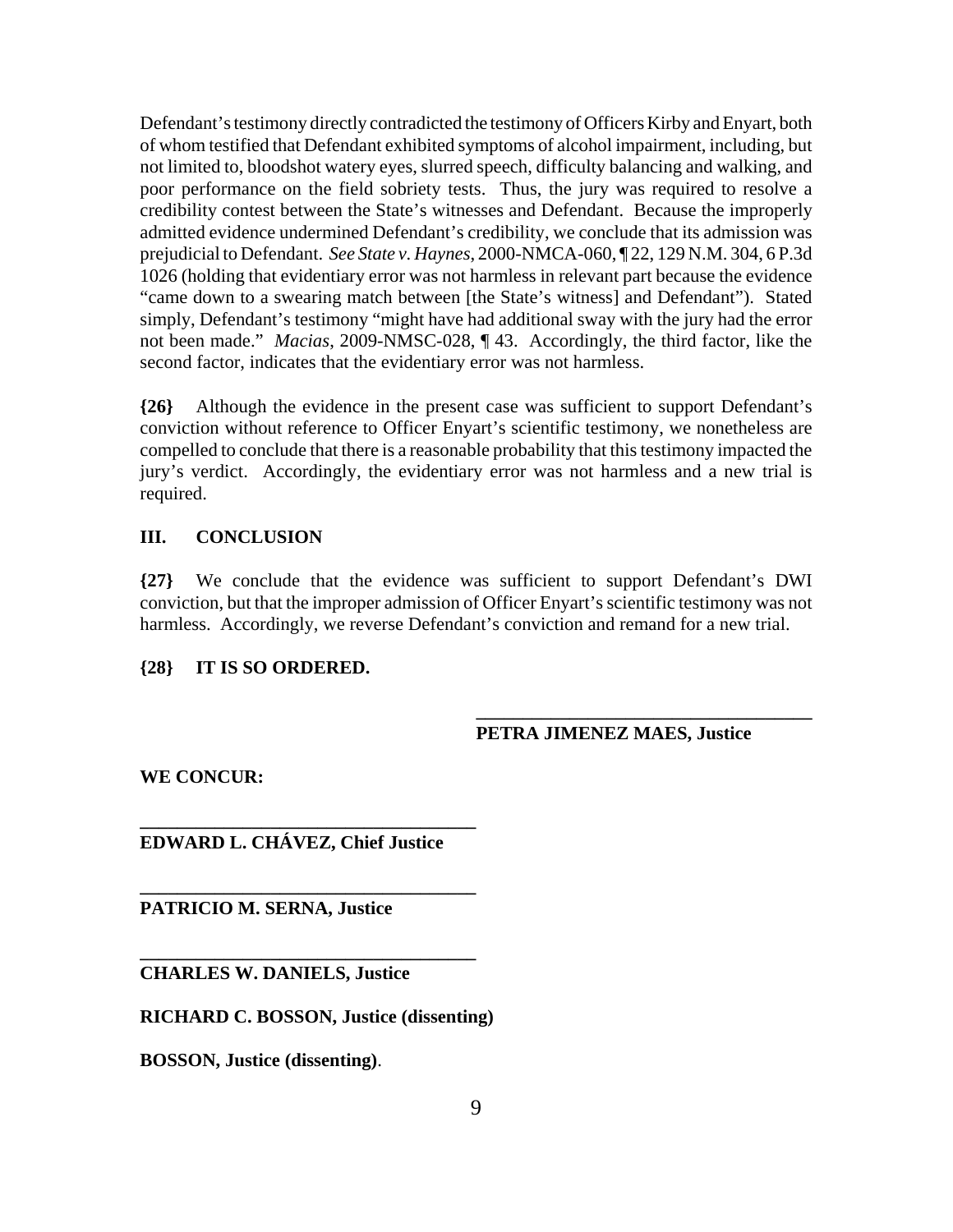Defendant's testimony directly contradicted the testimony of Officers Kirby and Enyart, both of whom testified that Defendant exhibited symptoms of alcohol impairment, including, but not limited to, bloodshot watery eyes, slurred speech, difficulty balancing and walking, and poor performance on the field sobriety tests. Thus, the jury was required to resolve a credibility contest between the State's witnesses and Defendant. Because the improperly admitted evidence undermined Defendant's credibility, we conclude that its admission was prejudicial to Defendant. *See State v. Haynes*, 2000-NMCA-060, ¶ 22, 129 N.M. 304, 6 P.3d 1026 (holding that evidentiary error was not harmless in relevant part because the evidence "came down to a swearing match between [the State's witness] and Defendant"). Stated simply, Defendant's testimony "might have had additional sway with the jury had the error not been made." *Macias*, 2009-NMSC-028, ¶ 43. Accordingly, the third factor, like the second factor, indicates that the evidentiary error was not harmless.

**{26}** Although the evidence in the present case was sufficient to support Defendant's conviction without reference to Officer Enyart's scientific testimony, we nonetheless are compelled to conclude that there is a reasonable probability that this testimony impacted the jury's verdict. Accordingly, the evidentiary error was not harmless and a new trial is required.

## III. CONCLUSION

**{27}** We conclude that the evidence was sufficient to support Defendant's DWI conviction, but that the improper admission of Officer Enyart's scientific testimony was not harmless. Accordingly, we reverse Defendant's conviction and remand for a new trial.

**{28} IT IS SO ORDERED.**

____________________________________
**PETRA JIMENEZ MAES, Justice**

**WE CONCUR:**

____________________________________
**EDWARD L. CHÁVEZ, Chief Justice**

____________________________________
**PATRICIO M. SERNA, Justice**

____________________________________
**CHARLES W. DANIELS, Justice**

**RICHARD C. BOSSON, Justice (dissenting)**

**BOSSON, Justice (dissenting)**.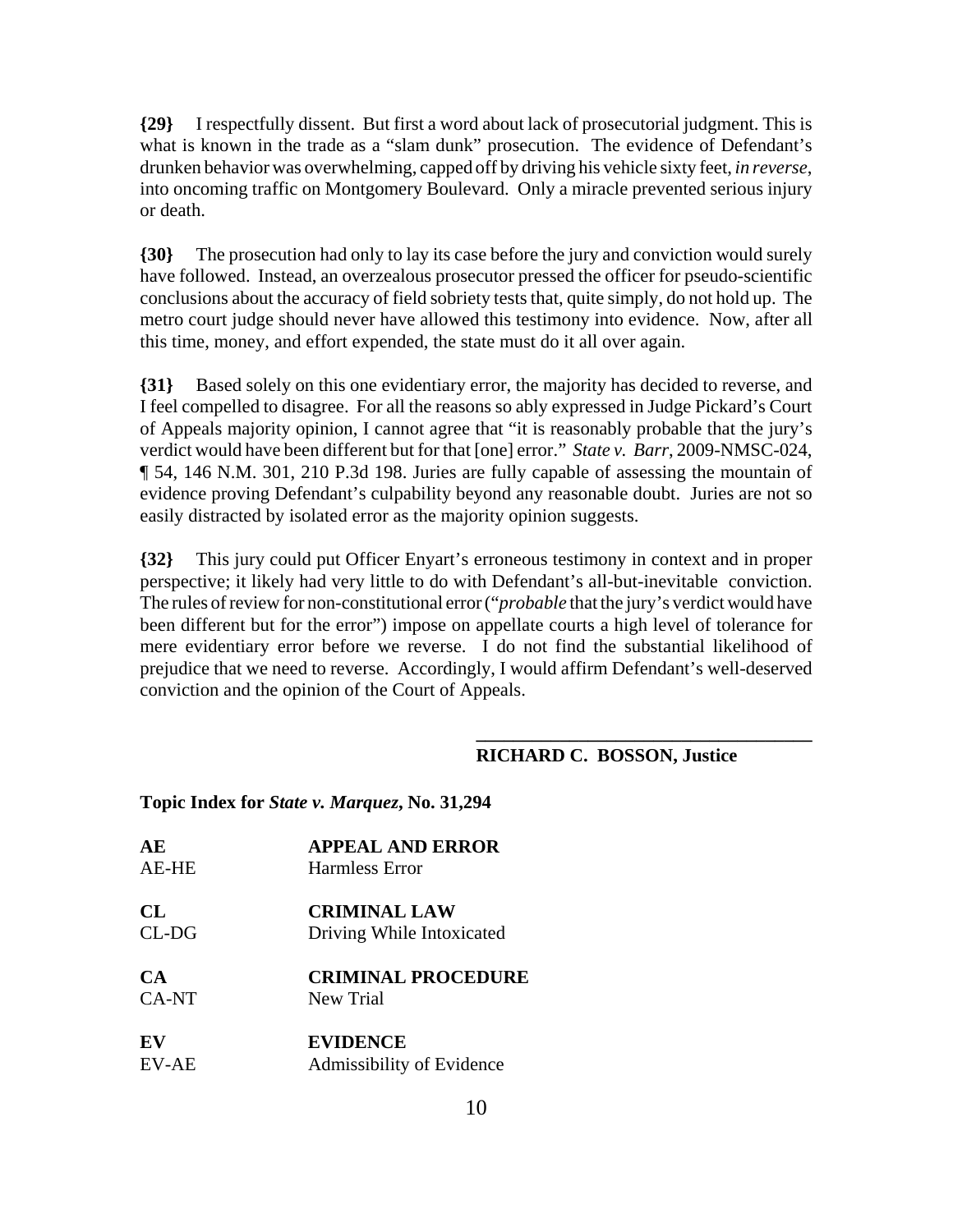**{29}** I respectfully dissent. But first a word about lack of prosecutorial judgment. This is what is known in the trade as a "slam dunk" prosecution. The evidence of Defendant's drunken behavior was overwhelming, capped off by driving his vehicle sixty feet, *in reverse*, into oncoming traffic on Montgomery Boulevard. Only a miracle prevented serious injury or death.

**{30}** The prosecution had only to lay its case before the jury and conviction would surely have followed. Instead, an overzealous prosecutor pressed the officer for pseudo-scientific conclusions about the accuracy of field sobriety tests that, quite simply, do not hold up. The metro court judge should never have allowed this testimony into evidence. Now, after all this time, money, and effort expended, the state must do it all over again.

**{31}** Based solely on this one evidentiary error, the majority has decided to reverse, and I feel compelled to disagree. For all the reasons so ably expressed in Judge Pickard's Court of Appeals majority opinion, I cannot agree that "it is reasonably probable that the jury's verdict would have been different but for that [one] error." *State v. Barr*, 2009-NMSC-024, ¶ 54, 146 N.M. 301, 210 P.3d 198. Juries are fully capable of assessing the mountain of evidence proving Defendant's culpability beyond any reasonable doubt. Juries are not so easily distracted by isolated error as the majority opinion suggests.

**{32}** This jury could put Officer Enyart's erroneous testimony in context and in proper perspective; it likely had very little to do with Defendant's all-but-inevitable conviction. The rules of review for non-constitutional error ("*probable* that the jury's verdict would have been different but for the error") impose on appellate courts a high level of tolerance for mere evidentiary error before we reverse. I do not find the substantial likelihood of prejudice that we need to reverse. Accordingly, I would affirm Defendant's well-deserved conviction and the opinion of the Court of Appeals.

\_\_\_\_\_\_\_\_\_\_\_\_\_\_\_\_\_\_\_\_\_\_\_\_\_\_\_\_\_\_\_\_\_\_\_\_

**RICHARD C. BOSSON, Justice**

**Topic Index for *State v. Marquez*, No. 31,294**

| | |
|---|---|
| **AE** | **APPEAL AND ERROR** |
| AE-HE | Harmless Error |
| **CL** | **CRIMINAL LAW** |
| CL-DG | Driving While Intoxicated |
| **CA** | **CRIMINAL PROCEDURE** |
| CA-NT | New Trial |
| **EV** | **EVIDENCE** |
| EV-AE | Admissibility of Evidence |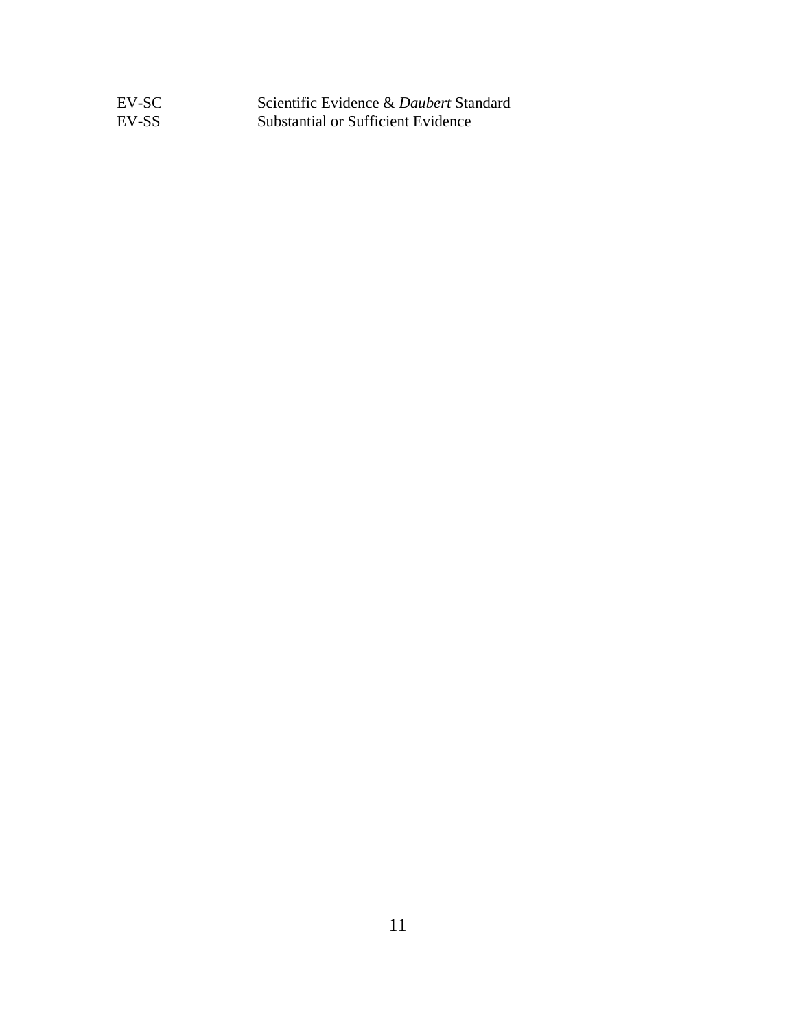| | |
|---|---|
| EV-SC | Scientific Evidence & *Daubert* Standard |
| EV-SS | Substantial or Sufficient Evidence |